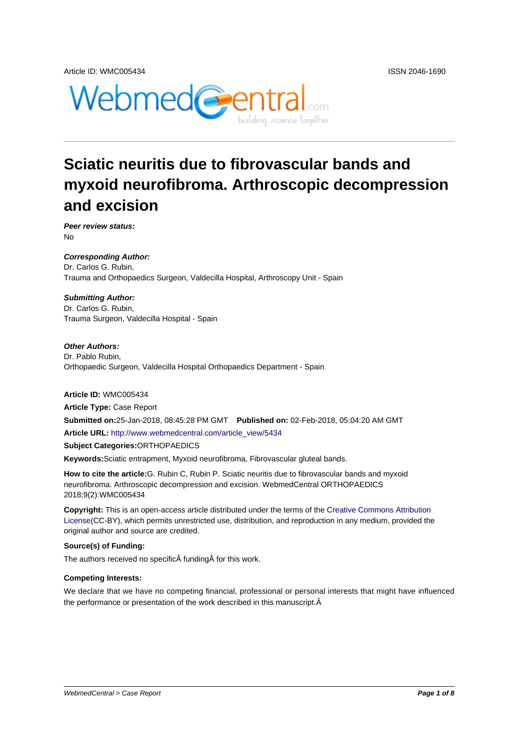Article ID: WMC005434 ISSN 2046-1690

# Sciatic neuritis due to fibrovascular bands and myxoid neurofibroma. Arthroscopic decompression and excision

***Peer review status:***
No

***Corresponding Author:***
Dr. Carlos G. Rubin,
Trauma and Orthopaedics Surgeon, Valdecilla Hospital, Arthroscopy Unit - Spain

***Submitting Author:***
Dr. Carlos G. Rubin,
Trauma Surgeon, Valdecilla Hospital - Spain

***Other Authors:***
Dr. Pablo Rubin,
Orthopaedic Surgeon, Valdecilla Hospital Orthopaedics Department - Spain

**Article ID:** WMC005434

**Article Type:** Case Report

**Submitted on:**25-Jan-2018, 08:45:28 PM GMT **Published on:** 02-Feb-2018, 05:04:20 AM GMT

**Article URL:** http://www.webmedcentral.com/article_view/5434

**Subject Categories:**ORTHOPAEDICS

**Keywords:**Sciatic entrapment, Myxoid neurofibroma, Fibrovascular gluteal bands.

**How to cite the article:**G. Rubin C, Rubin P. Sciatic neuritis due to fibrovascular bands and myxoid neurofibroma. Arthroscopic decompression and excision. WebmedCentral ORTHOPAEDICS 2018;9(2):WMC005434

**Copyright:** This is an open-access article distributed under the terms of the Creative Commons Attribution License(CC-BY), which permits unrestricted use, distribution, and reproduction in any medium, provided the original author and source are credited.

**Source(s) of Funding:**

The authors received no specificÂ fundingÂ for this work.

**Competing Interests:**

We declare that we have no competing financial, professional or personal interests that might have influenced the performance or presentation of the work described in this manuscript.Â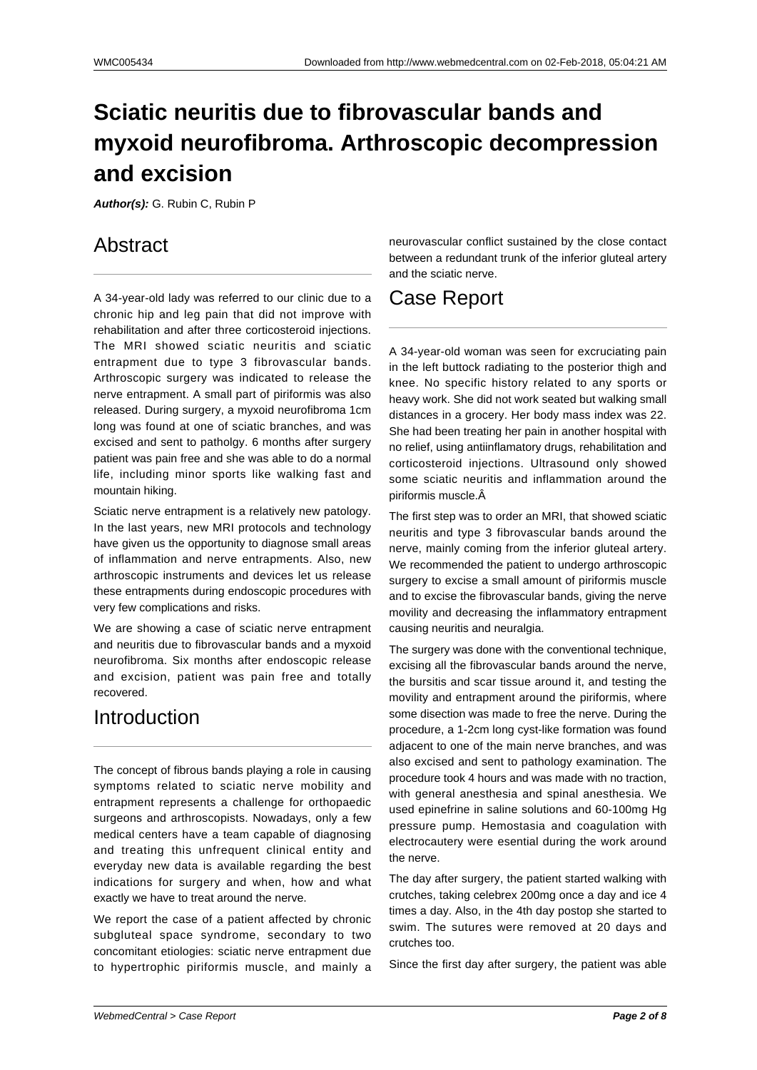# Sciatic neuritis due to fibrovascular bands and myxoid neurofibroma. Arthroscopic decompression and excision

***Author(s):*** G. Rubin C, Rubin P

## Abstract

A 34-year-old lady was referred to our clinic due to a chronic hip and leg pain that did not improve with rehabilitation and after three corticosteroid injections. The MRI showed sciatic neuritis and sciatic entrapment due to type 3 fibrovascular bands. Arthroscopic surgery was indicated to release the nerve entrapment. A small part of piriformis was also released. During surgery, a myxoid neurofibroma 1cm long was found at one of sciatic branches, and was excised and sent to patholgy. 6 months after surgery patient was pain free and she was able to do a normal life, including minor sports like walking fast and mountain hiking.

Sciatic nerve entrapment is a relatively new patology. In the last years, new MRI protocols and technology have given us the opportunity to diagnose small areas of inflammation and nerve entrapments. Also, new arthroscopic instruments and devices let us release these entrapments during endoscopic procedures with very few complications and risks.

We are showing a case of sciatic nerve entrapment and neuritis due to fibrovascular bands and a myxoid neurofibroma. Six months after endoscopic release and excision, patient was pain free and totally recovered.

## Introduction

The concept of fibrous bands playing a role in causing symptoms related to sciatic nerve mobility and entrapment represents a challenge for orthopaedic surgeons and arthroscopists. Nowadays, only a few medical centers have a team capable of diagnosing and treating this unfrequent clinical entity and everyday new data is available regarding the best indications for surgery and when, how and what exactly we have to treat around the nerve.

We report the case of a patient affected by chronic subgluteal space syndrome, secondary to two concomitant etiologies: sciatic nerve entrapment due to hypertrophic piriformis muscle, and mainly a neurovascular conflict sustained by the close contact between a redundant trunk of the inferior gluteal artery and the sciatic nerve.

## Case Report

A 34-year-old woman was seen for excruciating pain in the left buttock radiating to the posterior thigh and knee. No specific history related to any sports or heavy work. She did not work seated but walking small distances in a grocery. Her body mass index was 22. She had been treating her pain in another hospital with no relief, using antiinflamatory drugs, rehabilitation and corticosteroid injections. Ultrasound only showed some sciatic neuritis and inflammation around the piriformis muscle.Â

The first step was to order an MRI, that showed sciatic neuritis and type 3 fibrovascular bands around the nerve, mainly coming from the inferior gluteal artery. We recommended the patient to undergo arthroscopic surgery to excise a small amount of piriformis muscle and to excise the fibrovascular bands, giving the nerve movility and decreasing the inflammatory entrapment causing neuritis and neuralgia.

The surgery was done with the conventional technique, excising all the fibrovascular bands around the nerve, the bursitis and scar tissue around it, and testing the movility and entrapment around the piriformis, where some disection was made to free the nerve. During the procedure, a 1-2cm long cyst-like formation was found adjacent to one of the main nerve branches, and was also excised and sent to pathology examination. The procedure took 4 hours and was made with no traction, with general anesthesia and spinal anesthesia. We used epinefrine in saline solutions and 60-100mg Hg pressure pump. Hemostasia and coagulation with electrocautery were esential during the work around the nerve.

The day after surgery, the patient started walking with crutches, taking celebrex 200mg once a day and ice 4 times a day. Also, in the 4th day postop she started to swim. The sutures were removed at 20 days and crutches too.

Since the first day after surgery, the patient was able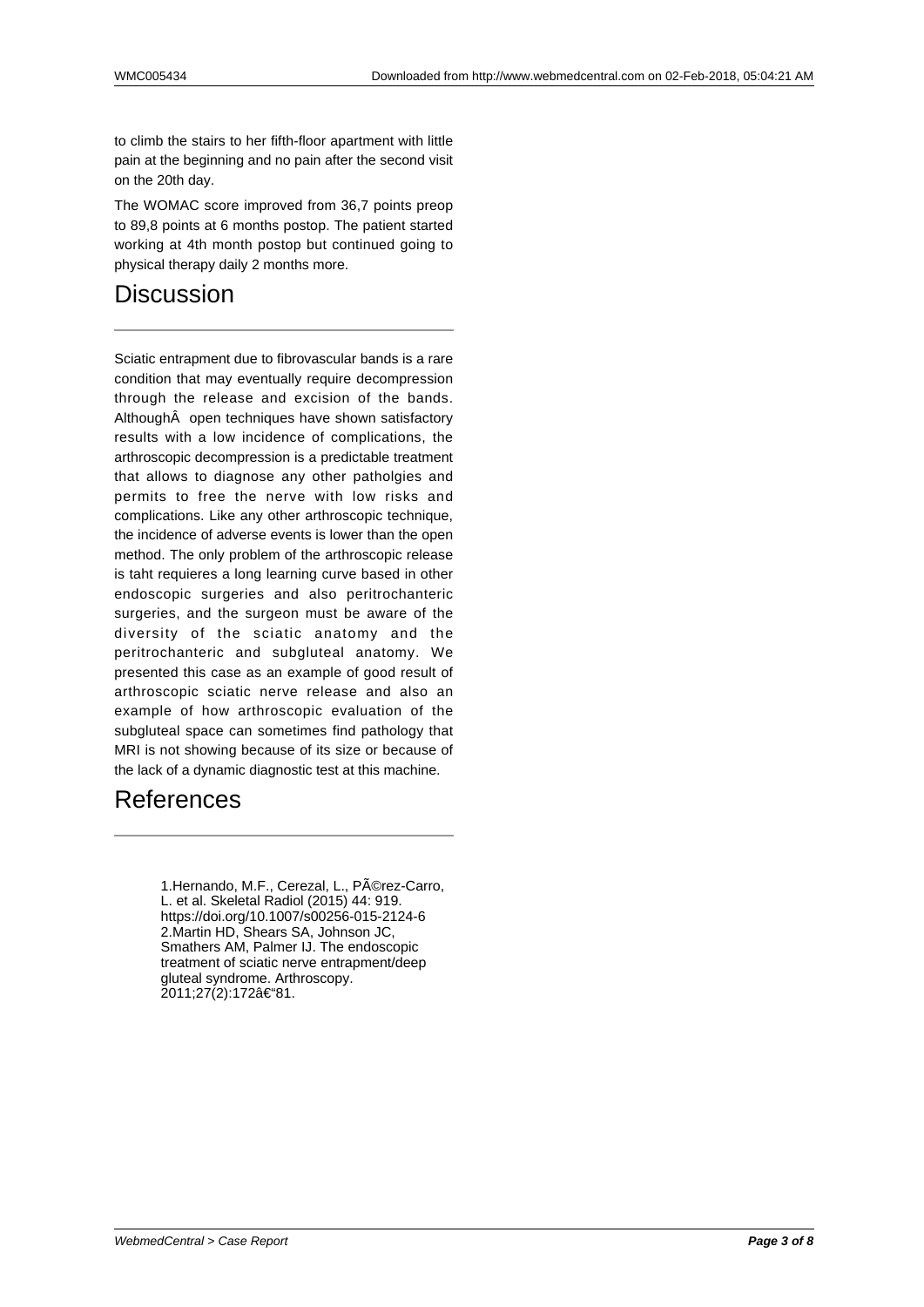to climb the stairs to her fifth-floor apartment with little pain at the beginning and no pain after the second visit on the 20th day.

The WOMAC score improved from 36,7 points preop to 89,8 points at 6 months postop. The patient started working at 4th month postop but continued going to physical therapy daily 2 months more.

# Discussion

Sciatic entrapment due to fibrovascular bands is a rare condition that may eventually require decompression through the release and excision of the bands. AlthoughÂ  open techniques have shown satisfactory results with a low incidence of complications, the arthroscopic decompression is a predictable treatment that allows to diagnose any other patholgies and permits to free the nerve with low risks and complications. Like any other arthroscopic technique, the incidence of adverse events is lower than the open method. The only problem of the arthroscopic release is taht requieres a long learning curve based in other endoscopic surgeries and also peritrochanteric surgeries, and the surgeon must be aware of the diversity of the sciatic anatomy and the peritrochanteric and subgluteal anatomy. We presented this case as an example of good result of arthroscopic sciatic nerve release and also an example of how arthroscopic evaluation of the subgluteal space can sometimes find pathology that MRI is not showing because of its size or because of the lack of a dynamic diagnostic test at this machine.

# References

1.Hernando, M.F., Cerezal, L., PÃ©rez-Carro, L. et al. Skeletal Radiol (2015) 44: 919. https://doi.org/10.1007/s00256-015-2124-6
2.Martin HD, Shears SA, Johnson JC, Smathers AM, Palmer IJ. The endoscopic treatment of sciatic nerve entrapment/deep gluteal syndrome. Arthroscopy. 2011;27(2):172â€"81.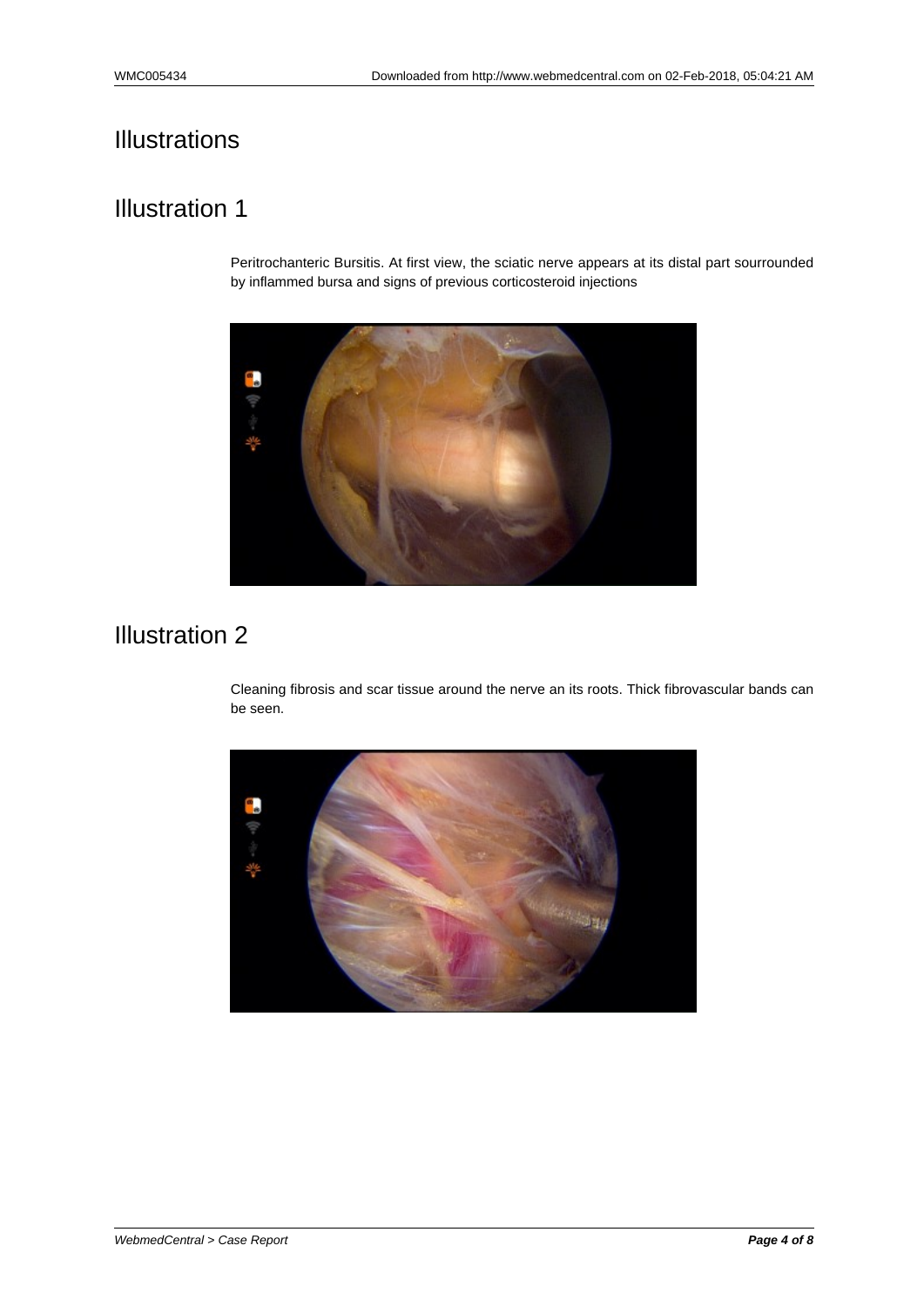# Illustrations

## Illustration 1

Peritrochanteric Bursitis. At first view, the sciatic nerve appears at its distal part sourrounded by inflammed bursa and signs of previous corticosteroid injections

## Illustration 2

Cleaning fibrosis and scar tissue around the nerve an its roots. Thick fibrovascular bands can be seen.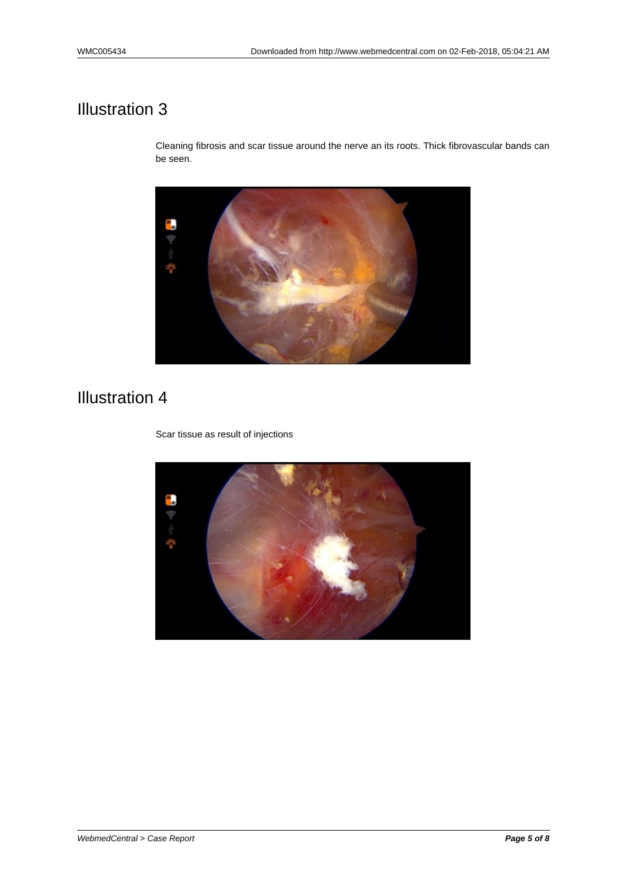# Illustration 3

Cleaning fibrosis and scar tissue around the nerve an its roots. Thick fibrovascular bands can be seen.

# Illustration 4

Scar tissue as result of injections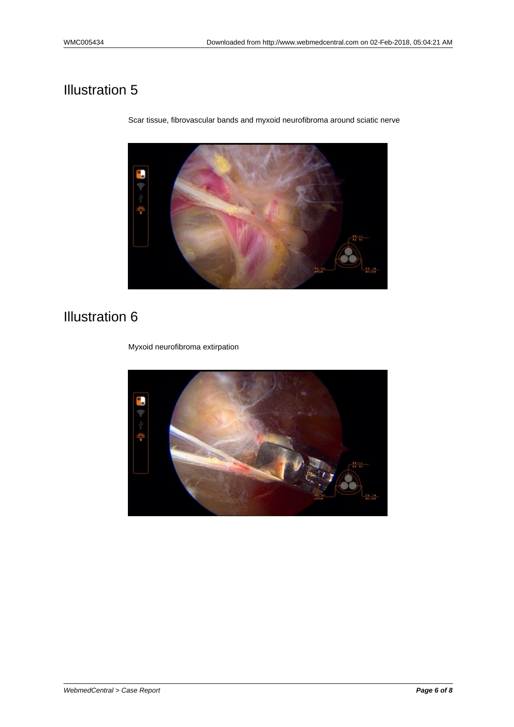# Illustration 5

Scar tissue, fibrovascular bands and myxoid neurofibroma around sciatic nerve

# Illustration 6

Myxoid neurofibroma extirpation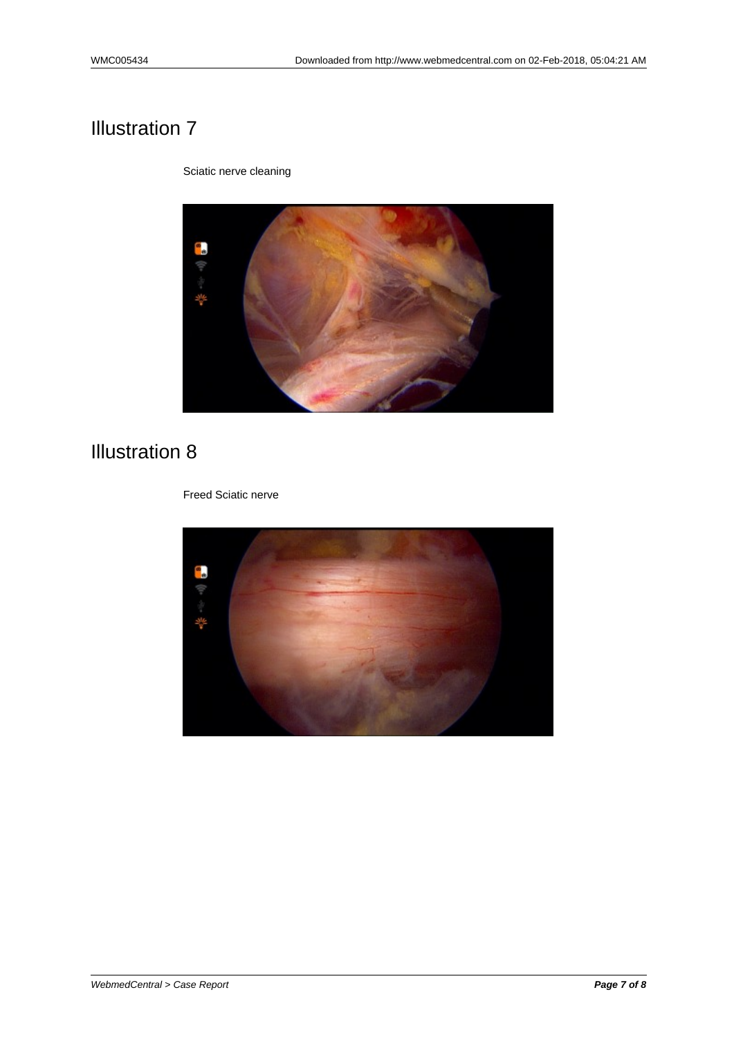# Illustration 7

Sciatic nerve cleaning

# Illustration 8

Freed Sciatic nerve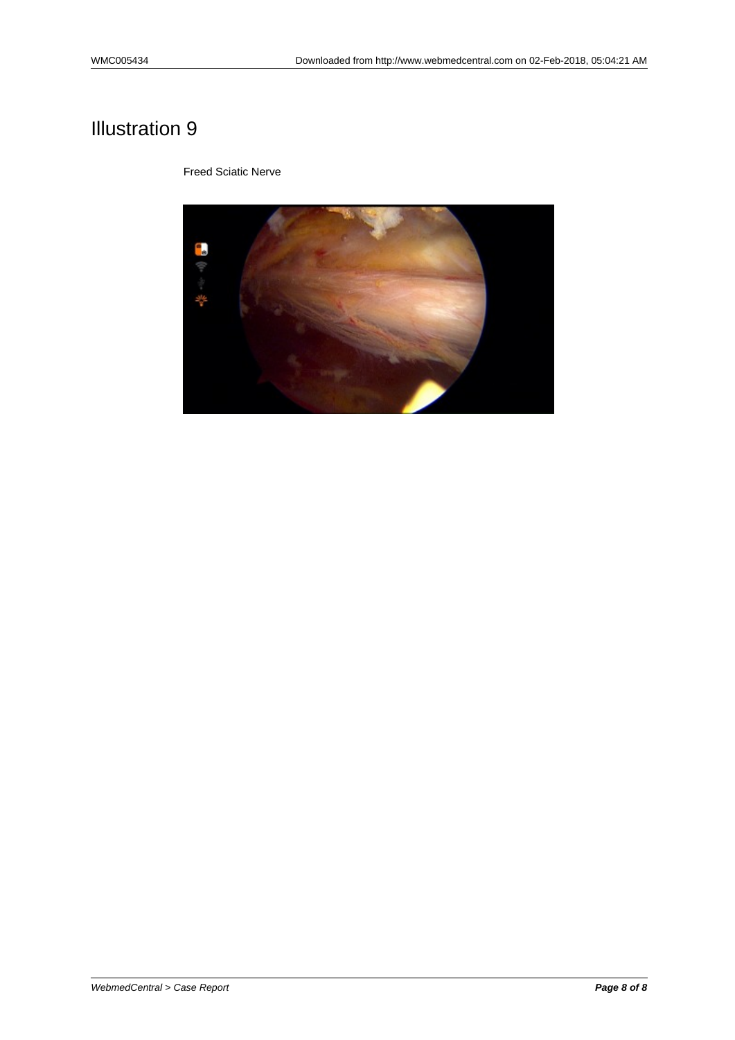# Illustration 9

Freed Sciatic Nerve